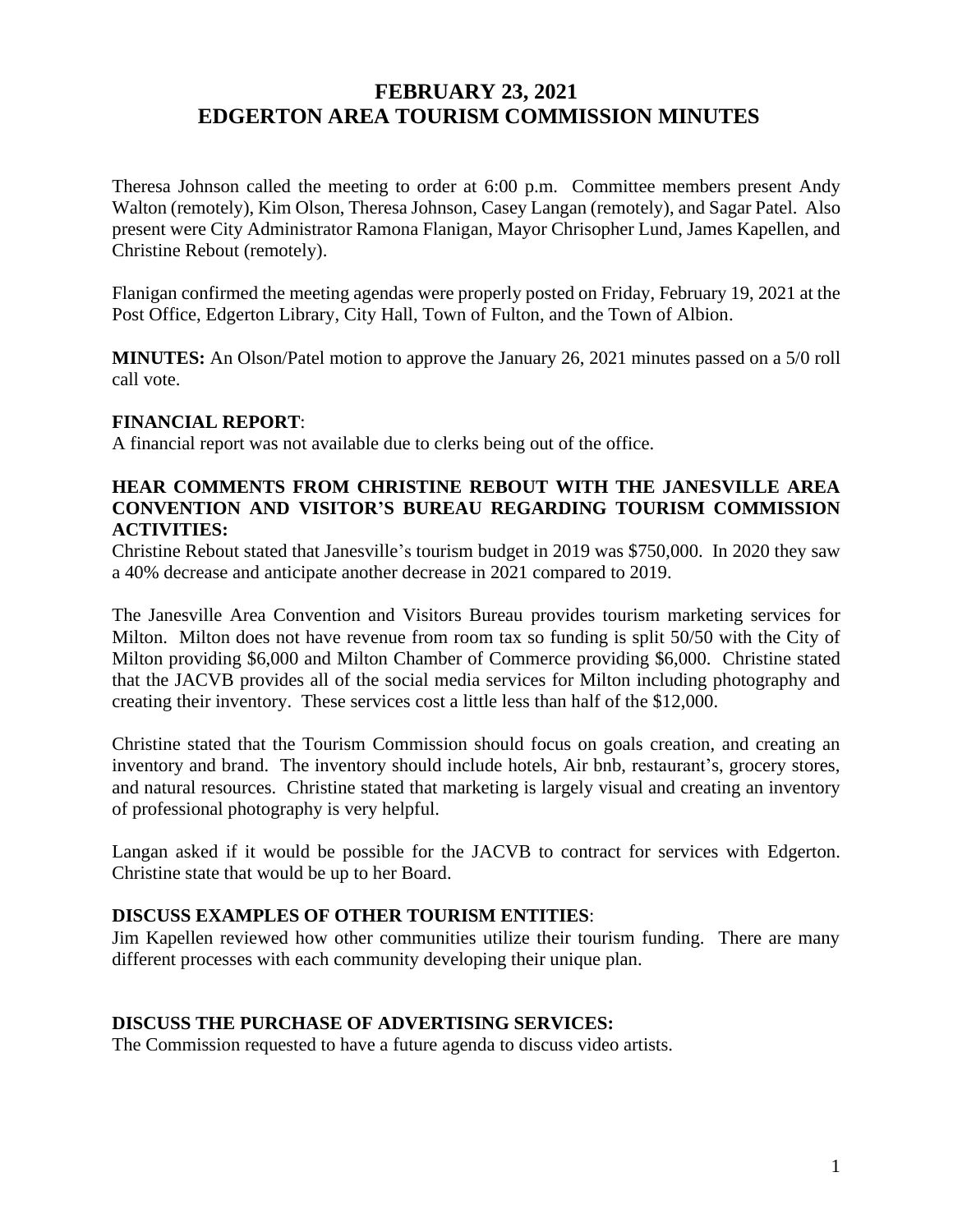# FEBRUARY 23, 2021
# EDGERTON AREA TOURISM COMMISSION MINUTES

Theresa Johnson called the meeting to order at 6:00 p.m. Committee members present Andy Walton (remotely), Kim Olson, Theresa Johnson, Casey Langan (remotely), and Sagar Patel. Also present were City Administrator Ramona Flanigan, Mayor Chrisopher Lund, James Kapellen, and Christine Rebout (remotely).

Flanigan confirmed the meeting agendas were properly posted on Friday, February 19, 2021 at the Post Office, Edgerton Library, City Hall, Town of Fulton, and the Town of Albion.

**MINUTES:** An Olson/Patel motion to approve the January 26, 2021 minutes passed on a 5/0 roll call vote.

**FINANCIAL REPORT**:

A financial report was not available due to clerks being out of the office.

**HEAR COMMENTS FROM CHRISTINE REBOUT WITH THE JANESVILLE AREA CONVENTION AND VISITOR'S BUREAU REGARDING TOURISM COMMISSION ACTIVITIES:**

Christine Rebout stated that Janesville's tourism budget in 2019 was $750,000. In 2020 they saw a 40% decrease and anticipate another decrease in 2021 compared to 2019.

The Janesville Area Convention and Visitors Bureau provides tourism marketing services for Milton. Milton does not have revenue from room tax so funding is split 50/50 with the City of Milton providing $6,000 and Milton Chamber of Commerce providing $6,000. Christine stated that the JACVB provides all of the social media services for Milton including photography and creating their inventory. These services cost a little less than half of the $12,000.

Christine stated that the Tourism Commission should focus on goals creation, and creating an inventory and brand. The inventory should include hotels, Air bnb, restaurant's, grocery stores, and natural resources. Christine stated that marketing is largely visual and creating an inventory of professional photography is very helpful.

Langan asked if it would be possible for the JACVB to contract for services with Edgerton. Christine state that would be up to her Board.

**DISCUSS EXAMPLES OF OTHER TOURISM ENTITIES**:

Jim Kapellen reviewed how other communities utilize their tourism funding. There are many different processes with each community developing their unique plan.

**DISCUSS THE PURCHASE OF ADVERTISING SERVICES:**

The Commission requested to have a future agenda to discuss video artists.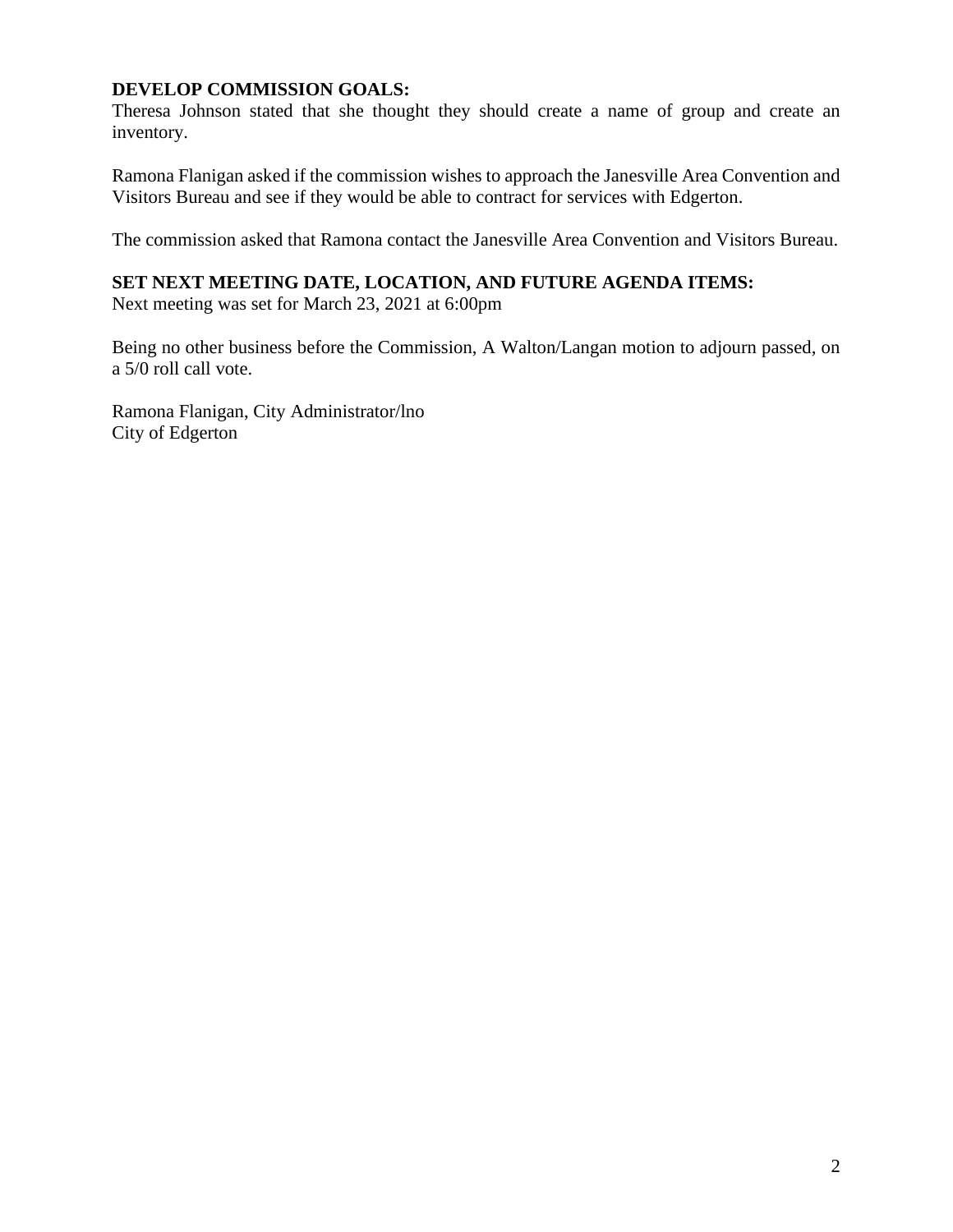**DEVELOP COMMISSION GOALS:**

Theresa Johnson stated that she thought they should create a name of group and create an inventory.

Ramona Flanigan asked if the commission wishes to approach the Janesville Area Convention and Visitors Bureau and see if they would be able to contract for services with Edgerton.

The commission asked that Ramona contact the Janesville Area Convention and Visitors Bureau.

**SET NEXT MEETING DATE, LOCATION, AND FUTURE AGENDA ITEMS:**

Next meeting was set for March 23, 2021 at 6:00pm

Being no other business before the Commission, A Walton/Langan motion to adjourn passed, on a 5/0 roll call vote.

Ramona Flanigan, City Administrator/lno
City of Edgerton